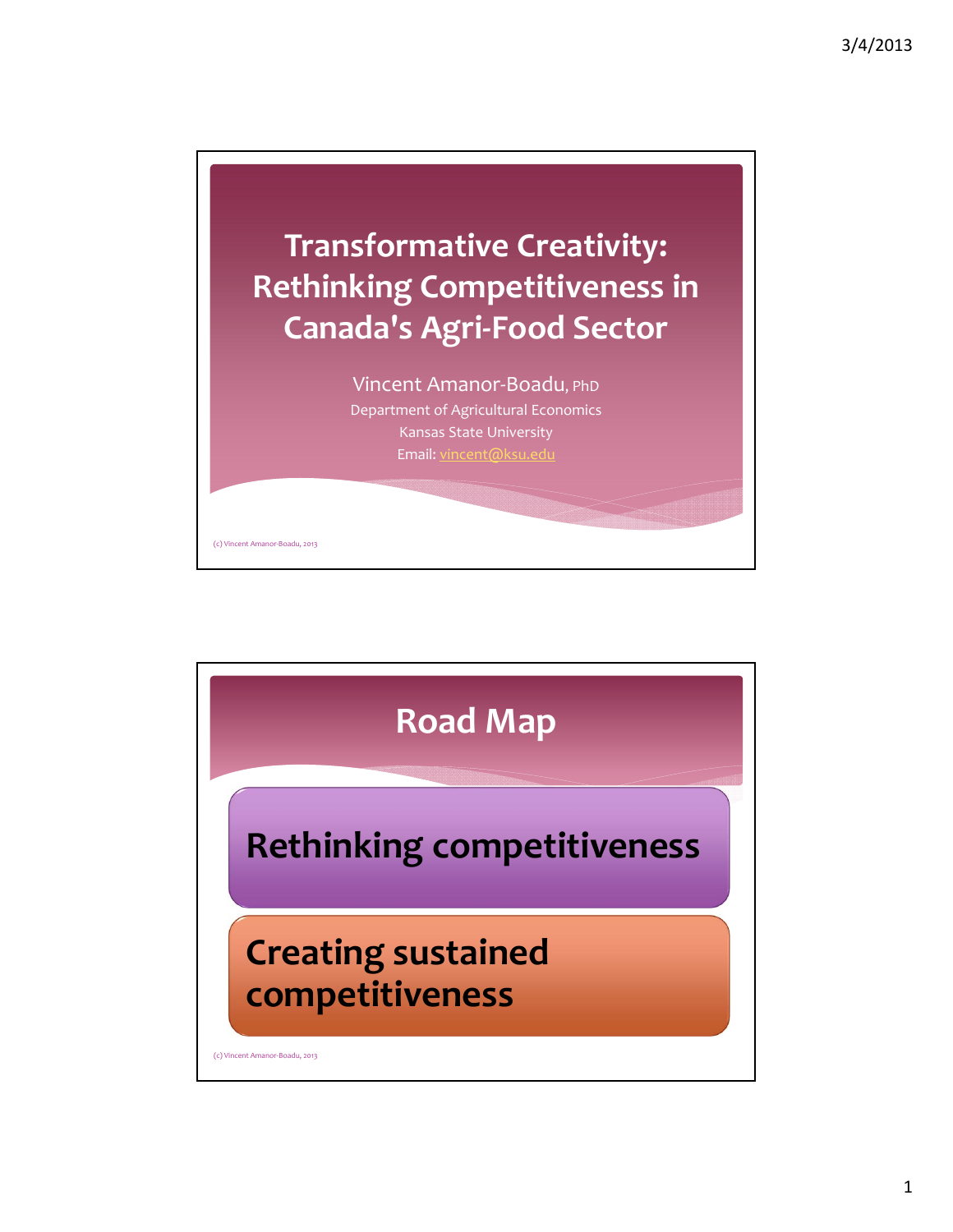# Transformative Creativity: Rethinking Competitiveness in Canada's Agri-Food Sector

Vincent Amanor-Boadu, PhD
Department of Agricultural Economics
Kansas State University
Email: vincent@ksu.edu

(c) Vincent Amanor-Boadu, 2013

## Road Map

- **Rethinking competitiveness**
- **Creating sustained competitiveness**

(c) Vincent Amanor-Boadu, 2013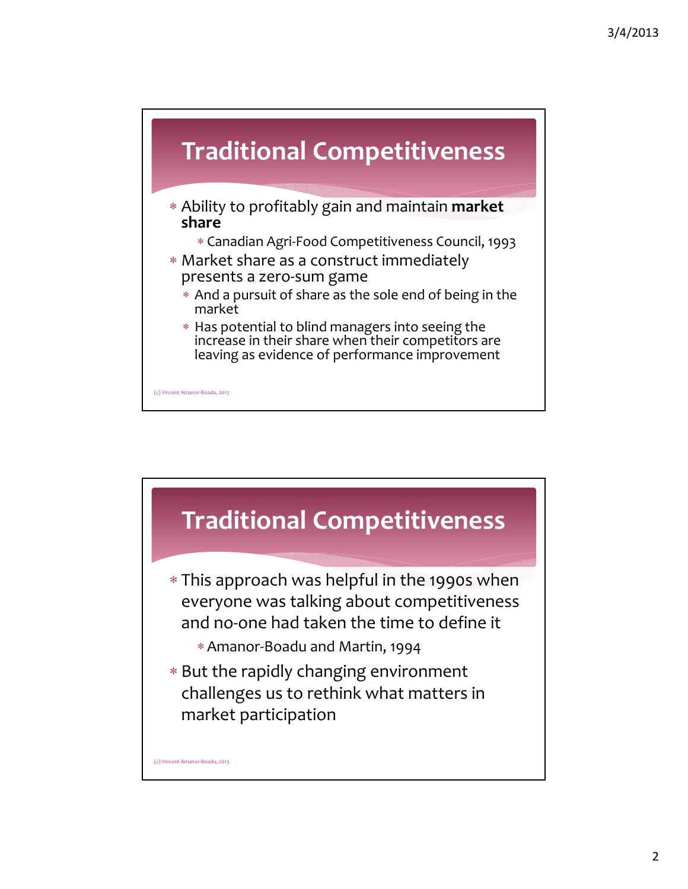## Traditional Competitiveness

- Ability to profitably gain and maintain **market share**
  - Canadian Agri-Food Competitiveness Council, 1993
- Market share as a construct immediately presents a zero-sum game
  - And a pursuit of share as the sole end of being in the market
  - Has potential to blind managers into seeing the increase in their share when their competitors are leaving as evidence of performance improvement

(c) Vincent Amanor-Boadu, 2013

## Traditional Competitiveness

- This approach was helpful in the 1990s when everyone was talking about competitiveness and no-one had taken the time to define it
  - Amanor-Boadu and Martin, 1994
- But the rapidly changing environment challenges us to rethink what matters in market participation

(c) Vincent Amanor-Boadu, 2013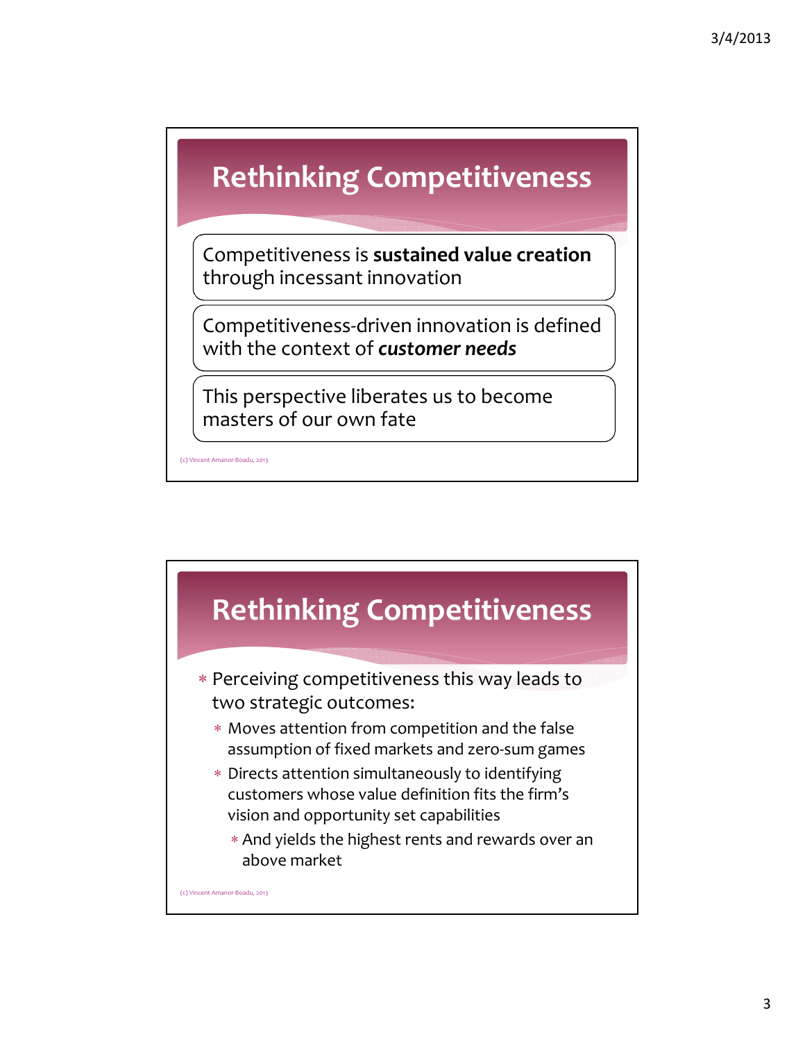## Rethinking Competitiveness

Competitiveness is **sustained value creation** through incessant innovation

Competitiveness-driven innovation is defined with the context of ***customer needs***

This perspective liberates us to become masters of our own fate

(c) Vincent Amanor-Boadu, 2013

## Rethinking Competitiveness

- Perceiving competitiveness this way leads to two strategic outcomes:
  - Moves attention from competition and the false assumption of fixed markets and zero-sum games
  - Directs attention simultaneously to identifying customers whose value definition fits the firm's vision and opportunity set capabilities
    - And yields the highest rents and rewards over an above market

(c) Vincent Amanor-Boadu, 2013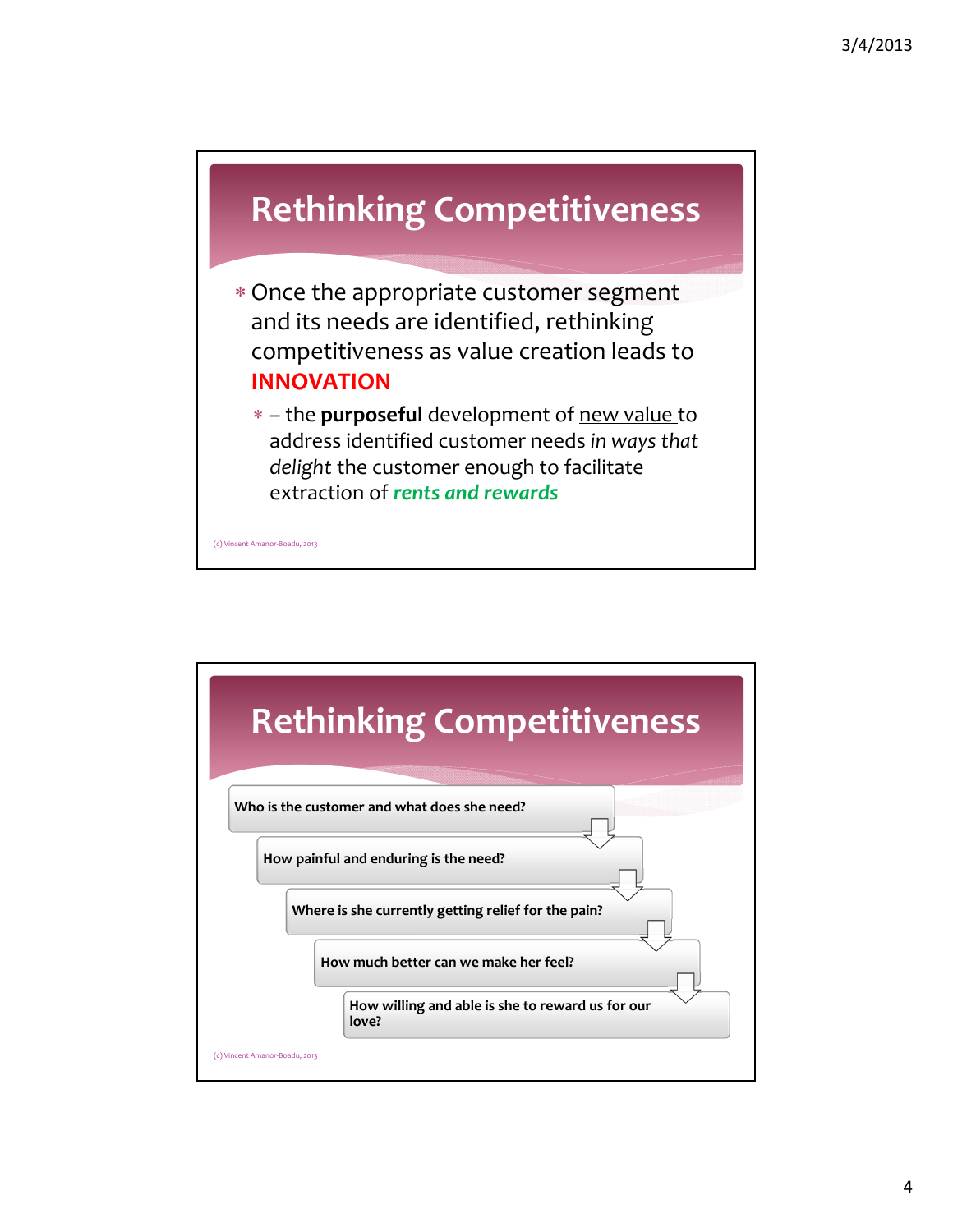## Rethinking Competitiveness

- Once the appropriate customer segment and its needs are identified, rethinking competitiveness as value creation leads to **INNOVATION**
  - – the **purposeful** development of new value to address identified customer needs *in ways that delight* the customer enough to facilitate extraction of ***rents and rewards***

(c) Vincent Amanor-Boadu, 2013

## Rethinking Competitiveness

1. **Who is the customer and what does she need?**
2. **How painful and enduring is the need?**
3. **Where is she currently getting relief for the pain?**
4. **How much better can we make her feel?**
5. **How willing and able is she to reward us for our love?**

(c) Vincent Amanor-Boadu, 2013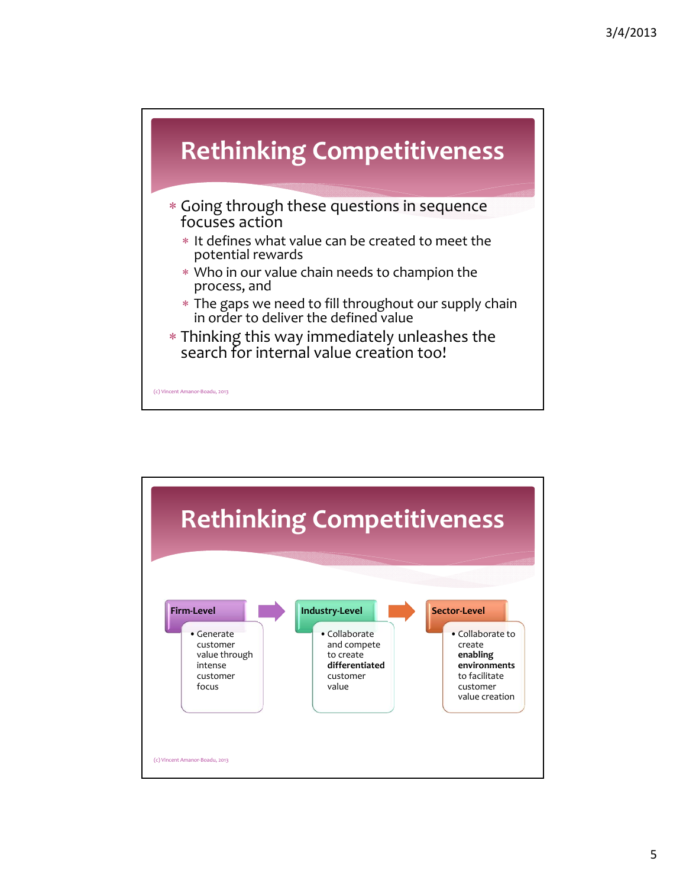# Rethinking Competitiveness

- Going through these questions in sequence focuses action
  - It defines what value can be created to meet the potential rewards
  - Who in our value chain needs to champion the process, and
  - The gaps we need to fill throughout our supply chain in order to deliver the defined value
- Thinking this way immediately unleashes the search for internal value creation too!

(c) Vincent Amanor-Boadu, 2013

# Rethinking Competitiveness

**Firm-Level**
- Generate customer value through intense customer focus

**Industry-Level**
- Collaborate and compete to create **differentiated** customer value

**Sector-Level**
- Collaborate to create **enabling environments** to facilitate customer value creation

(c) Vincent Amanor-Boadu, 2013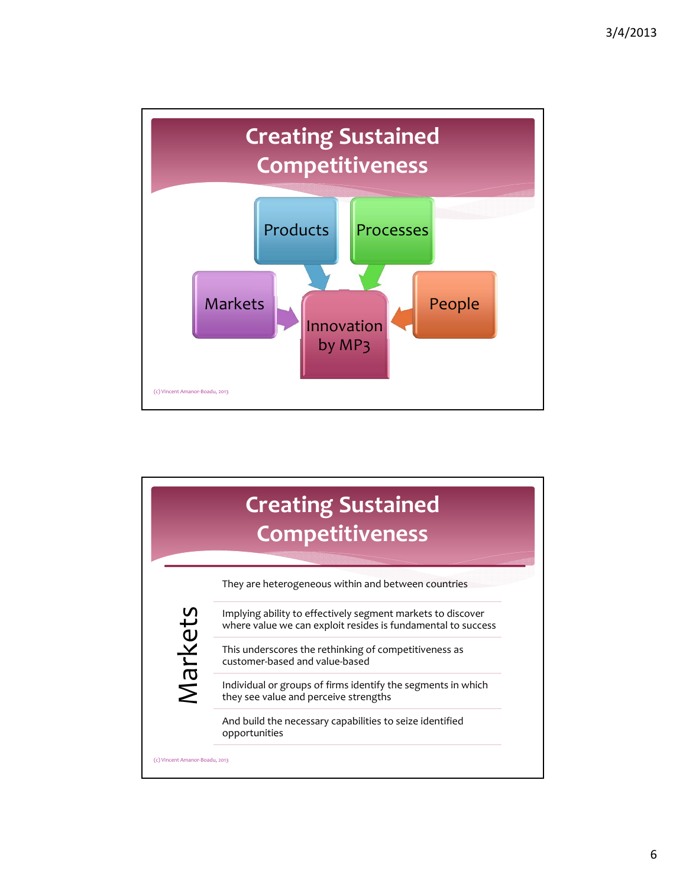# Creating Sustained Competitiveness

- Products
- Processes
- Markets
- People
- Innovation by MP3

(c) Vincent Amanor-Boadu, 2013

# Creating Sustained Competitiveness

## Markets

- They are heterogeneous within and between countries
- Implying ability to effectively segment markets to discover where value we can exploit resides is fundamental to success
- This underscores the rethinking of competitiveness as customer-based and value-based
- Individual or groups of firms identify the segments in which they see value and perceive strengths
- And build the necessary capabilities to seize identified opportunities

(c) Vincent Amanor-Boadu, 2013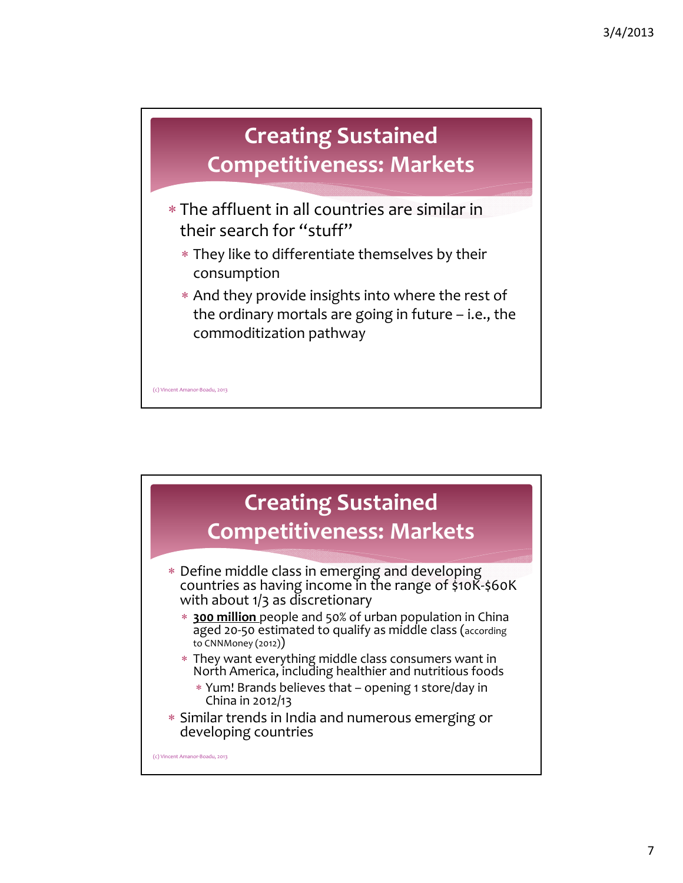## Creating Sustained Competitiveness: Markets

* The affluent in all countries are similar in their search for "stuff"
  * They like to differentiate themselves by their consumption
  * And they provide insights into where the rest of the ordinary mortals are going in future – i.e., the commoditization pathway

(c) Vincent Amanor-Boadu, 2013

## Creating Sustained Competitiveness: Markets

* Define middle class in emerging and developing countries as having income in the range of $10K-$60K with about 1/3 as discretionary
  * **300 million** people and 50% of urban population in China aged 20-50 estimated to qualify as middle class (according to CNNMoney (2012))
  * They want everything middle class consumers want in North America, including healthier and nutritious foods
    * Yum! Brands believes that – opening 1 store/day in China in 2012/13
* Similar trends in India and numerous emerging or developing countries

(c) Vincent Amanor-Boadu, 2013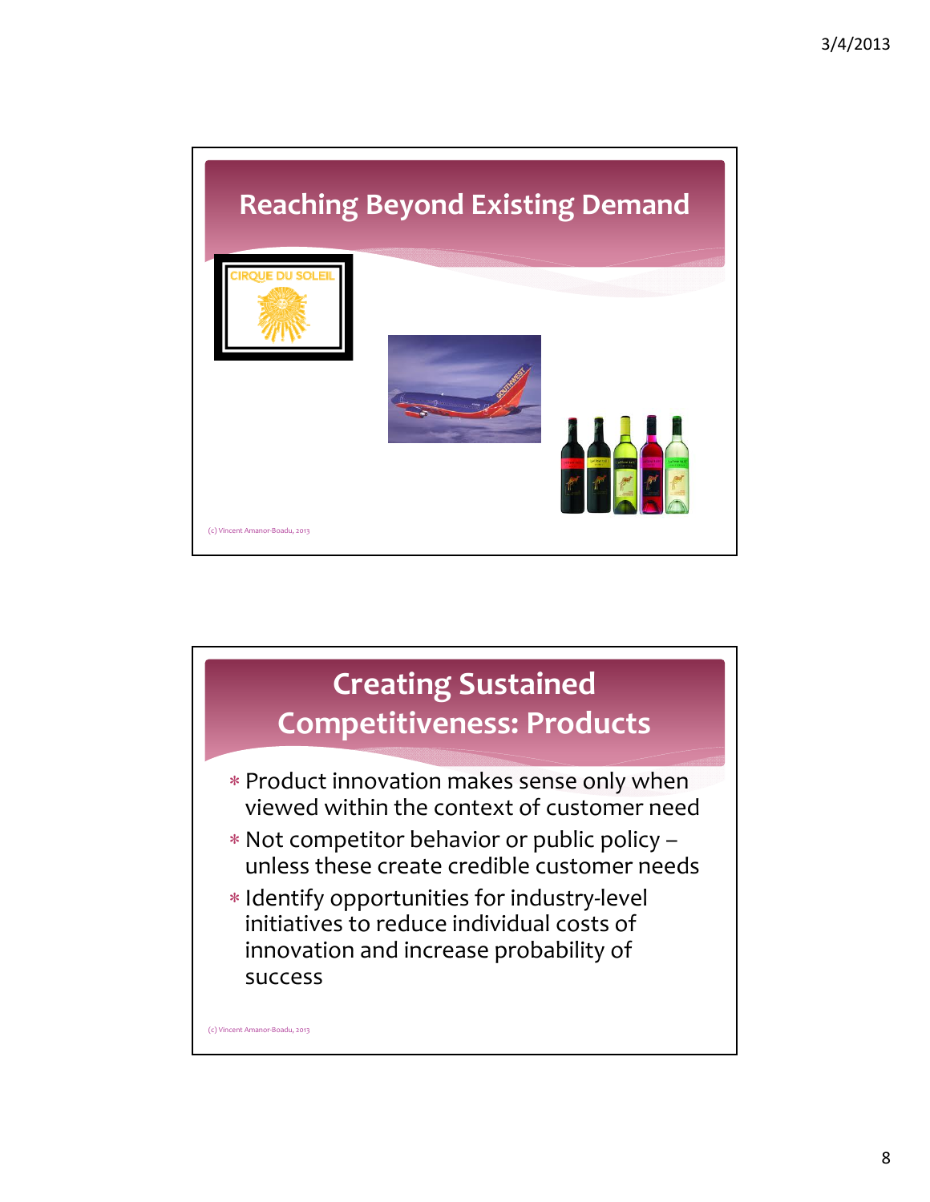## Reaching Beyond Existing Demand

CIRQUE DU SOLEIL

(c) Vincent Amanor-Boadu, 2013

## Creating Sustained Competitiveness: Products

- Product innovation makes sense only when viewed within the context of customer need
- Not competitor behavior or public policy – unless these create credible customer needs
- Identify opportunities for industry-level initiatives to reduce individual costs of innovation and increase probability of success

(c) Vincent Amanor-Boadu, 2013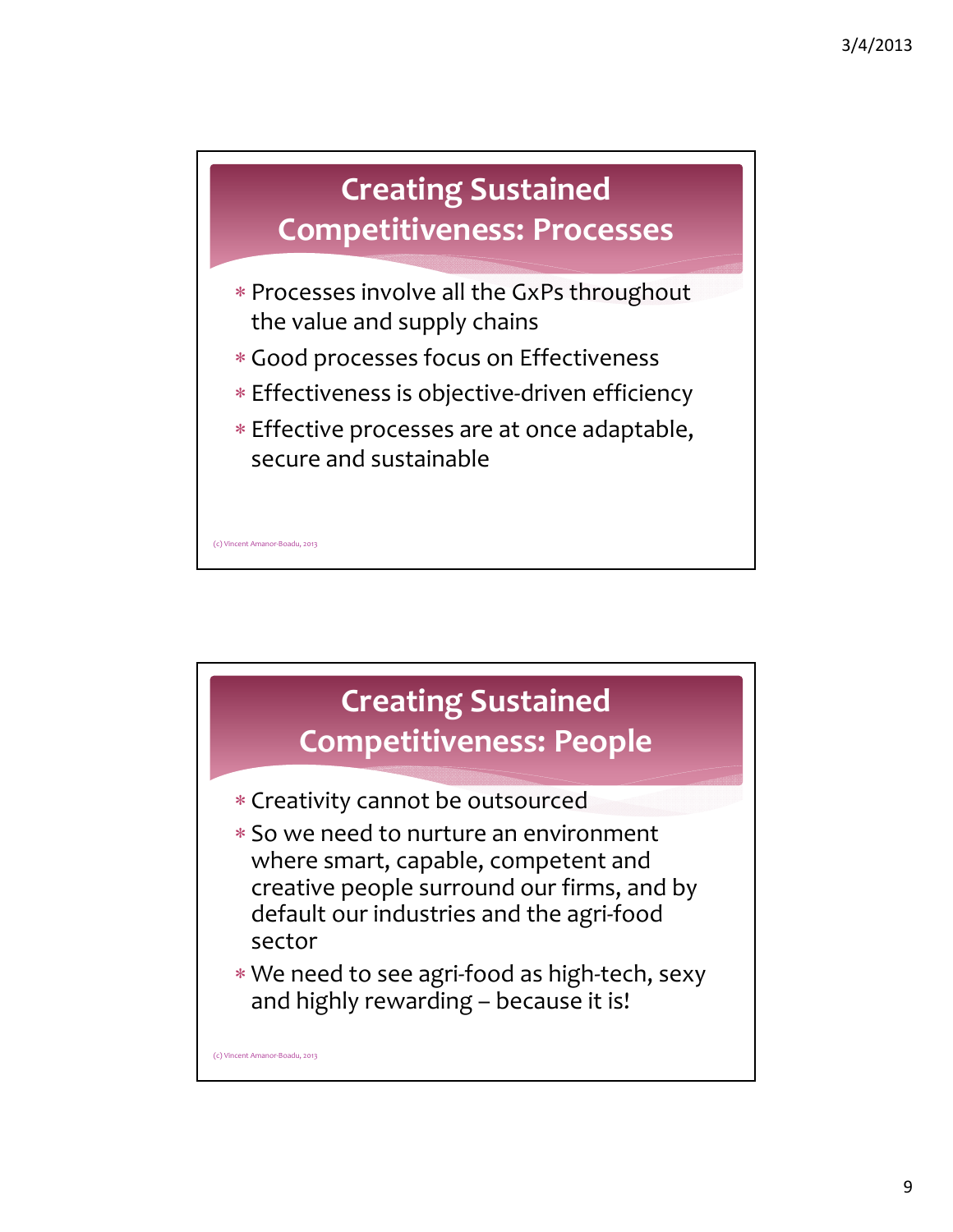## Creating Sustained Competitiveness: Processes

- Processes involve all the GxPs throughout the value and supply chains
- Good processes focus on Effectiveness
- Effectiveness is objective-driven efficiency
- Effective processes are at once adaptable, secure and sustainable

(c) Vincent Amanor-Boadu, 2013

## Creating Sustained Competitiveness: People

- Creativity cannot be outsourced
- So we need to nurture an environment where smart, capable, competent and creative people surround our firms, and by default our industries and the agri-food sector
- We need to see agri-food as high-tech, sexy and highly rewarding – because it is!

(c) Vincent Amanor-Boadu, 2013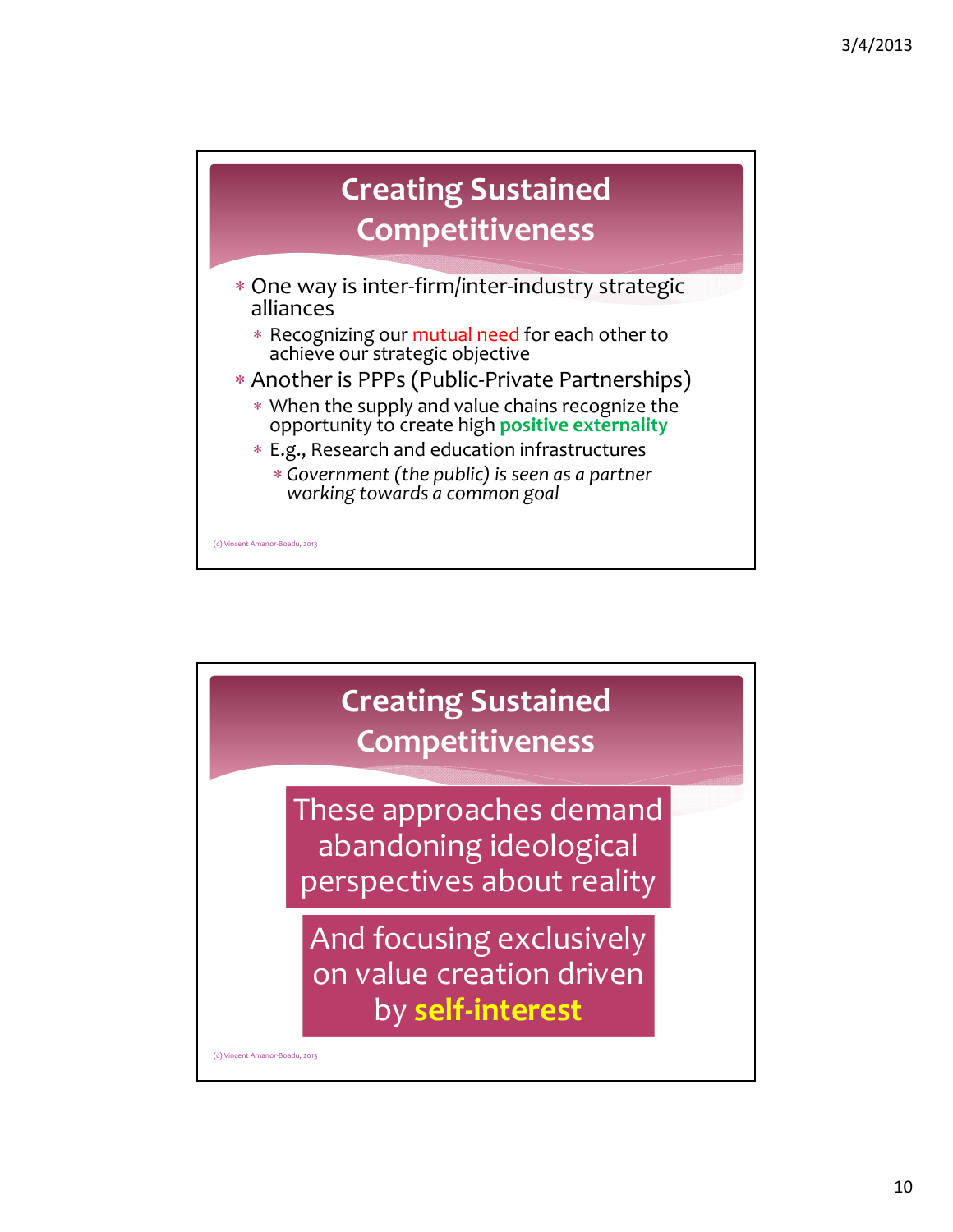## Creating Sustained Competitiveness

- One way is inter-firm/inter-industry strategic alliances
  - Recognizing our mutual need for each other to achieve our strategic objective
- Another is PPPs (Public-Private Partnerships)
  - When the supply and value chains recognize the opportunity to create high **positive externality**
  - E.g., Research and education infrastructures
    - *Government (the public) is seen as a partner working towards a common goal*

(c) Vincent Amanor-Boadu, 2013

## Creating Sustained Competitiveness

These approaches demand abandoning ideological perspectives about reality

And focusing exclusively on value creation driven by **self-interest**

(c) Vincent Amanor-Boadu, 2013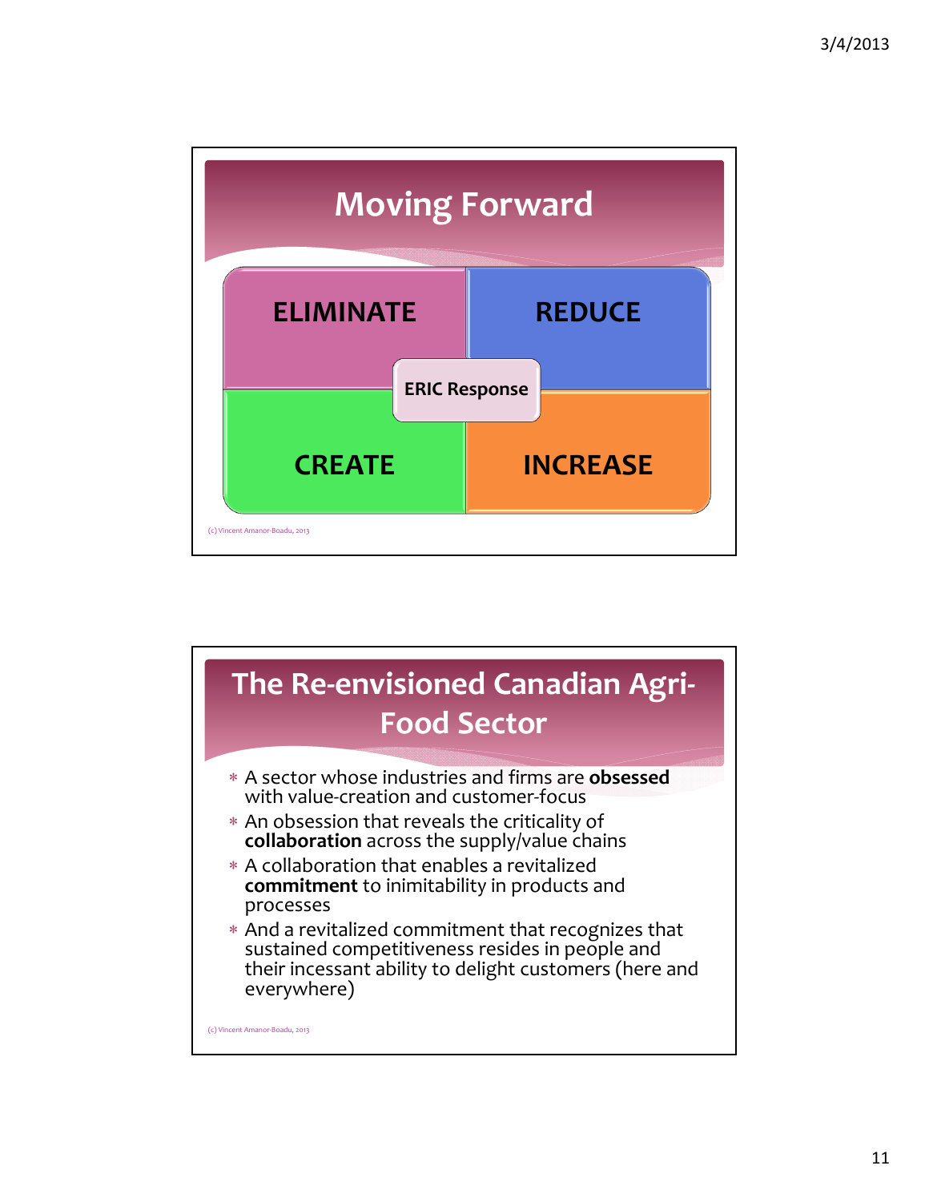## Moving Forward

| ELIMINATE | REDUCE |
| --- | --- |
| **CREATE** | **INCREASE** |

ERIC Response

(c) Vincent Amanor-Boadu, 2013

## The Re-envisioned Canadian Agri-Food Sector

- A sector whose industries and firms are **obsessed** with value-creation and customer-focus
- An obsession that reveals the criticality of **collaboration** across the supply/value chains
- A collaboration that enables a revitalized **commitment** to inimitability in products and processes
- And a revitalized commitment that recognizes that sustained competitiveness resides in people and their incessant ability to delight customers (here and everywhere)

(c) Vincent Amanor-Boadu, 2013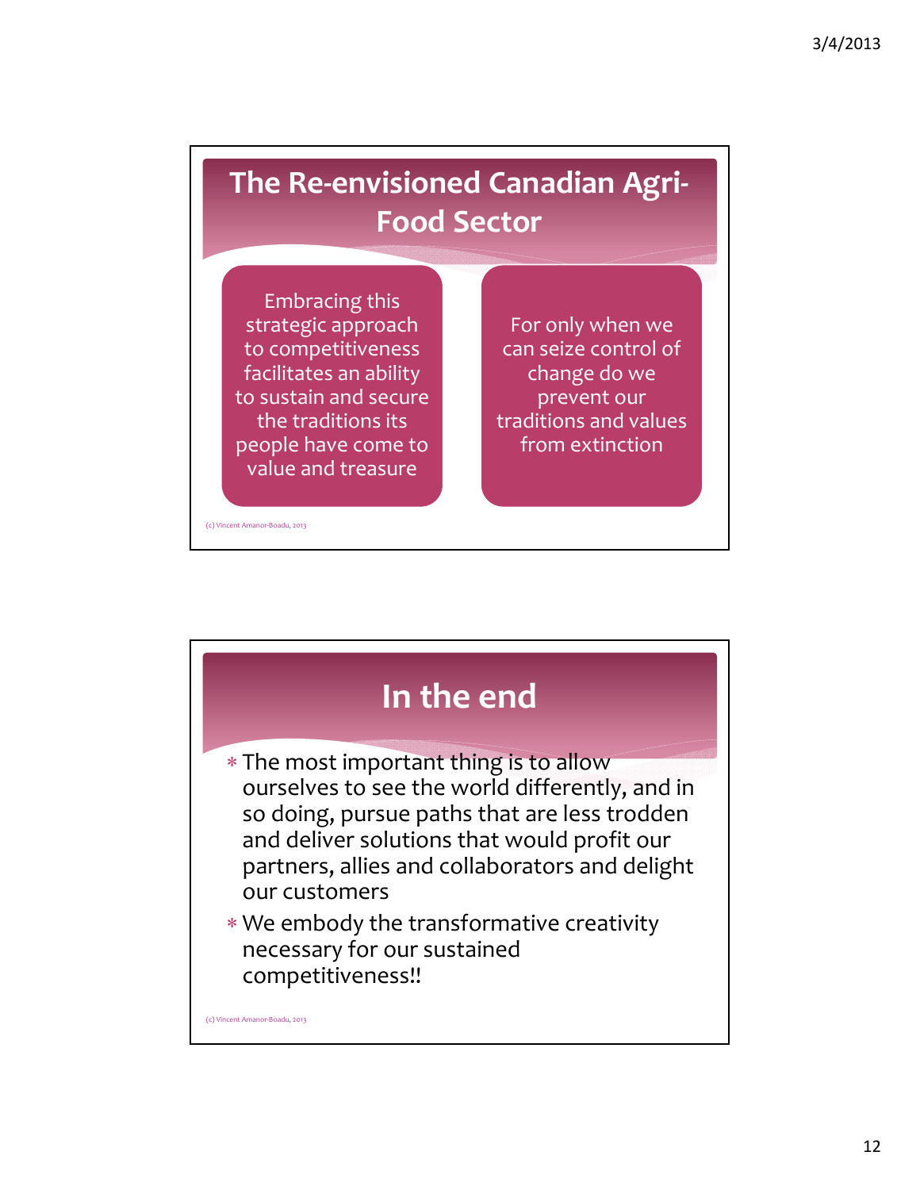## The Re-envisioned Canadian Agri-Food Sector

Embracing this strategic approach to competitiveness facilitates an ability to sustain and secure the traditions its people have come to value and treasure

For only when we can seize control of change do we prevent our traditions and values from extinction

(c) Vincent Amanor-Boadu, 2013

## In the end

- The most important thing is to allow ourselves to see the world differently, and in so doing, pursue paths that are less trodden and deliver solutions that would profit our partners, allies and collaborators and delight our customers
- We embody the transformative creativity necessary for our sustained competitiveness!!

(c) Vincent Amanor-Boadu, 2013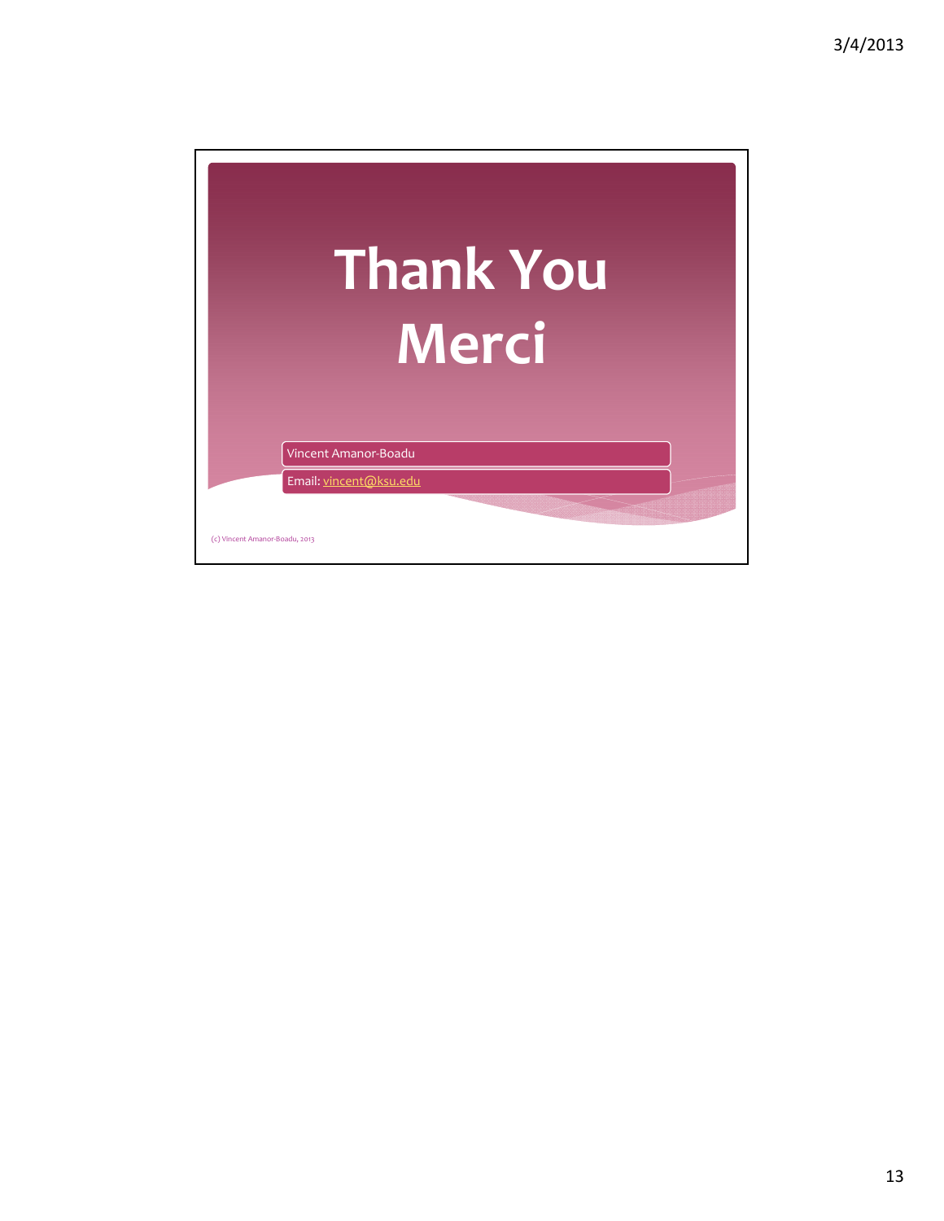# Thank You
# Merci

Vincent Amanor-Boadu

Email: vincent@ksu.edu

(c) Vincent Amanor-Boadu, 2013